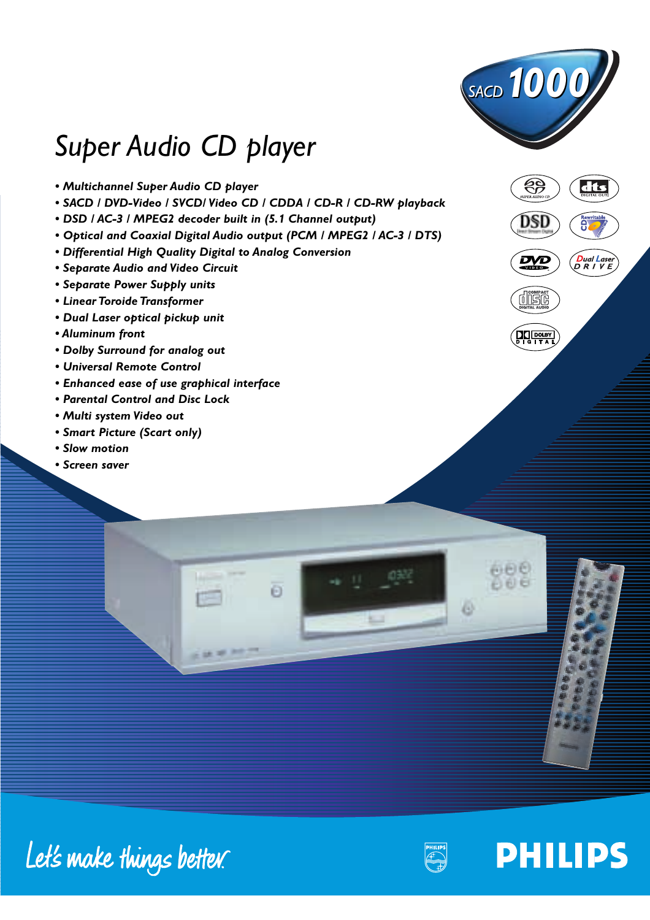SACD 1000

# Super Audio CD player

- Multichannel Super Audio CD player
- SACD / DVD-Video / SVCD/ Video CD / CDDA / CD-R / CD-RW playback
- DSD / AC-3 / MPEG2 decoder built in (5.1 Channel output)
- Optical and Coaxial Digital Audio output (PCM / MPEG2 / AC-3 / DTS)
- Differential High Quality Digital to Analog Conversion
- Separate Audio and Video Circuit
- Separate Power Supply units
- Linear Toroide Transformer
- Dual Laser optical pickup unit
- Aluminum front
- Dolby Surround for analog out
- Universal Remote Control
- Enhanced ease of use graphical interface
- Parental Control and Disc Lock
- Multi system Video out
- Smart Picture (Scart only)
- Slow motion
- Screen saver

Let's make things better.

PHILIPS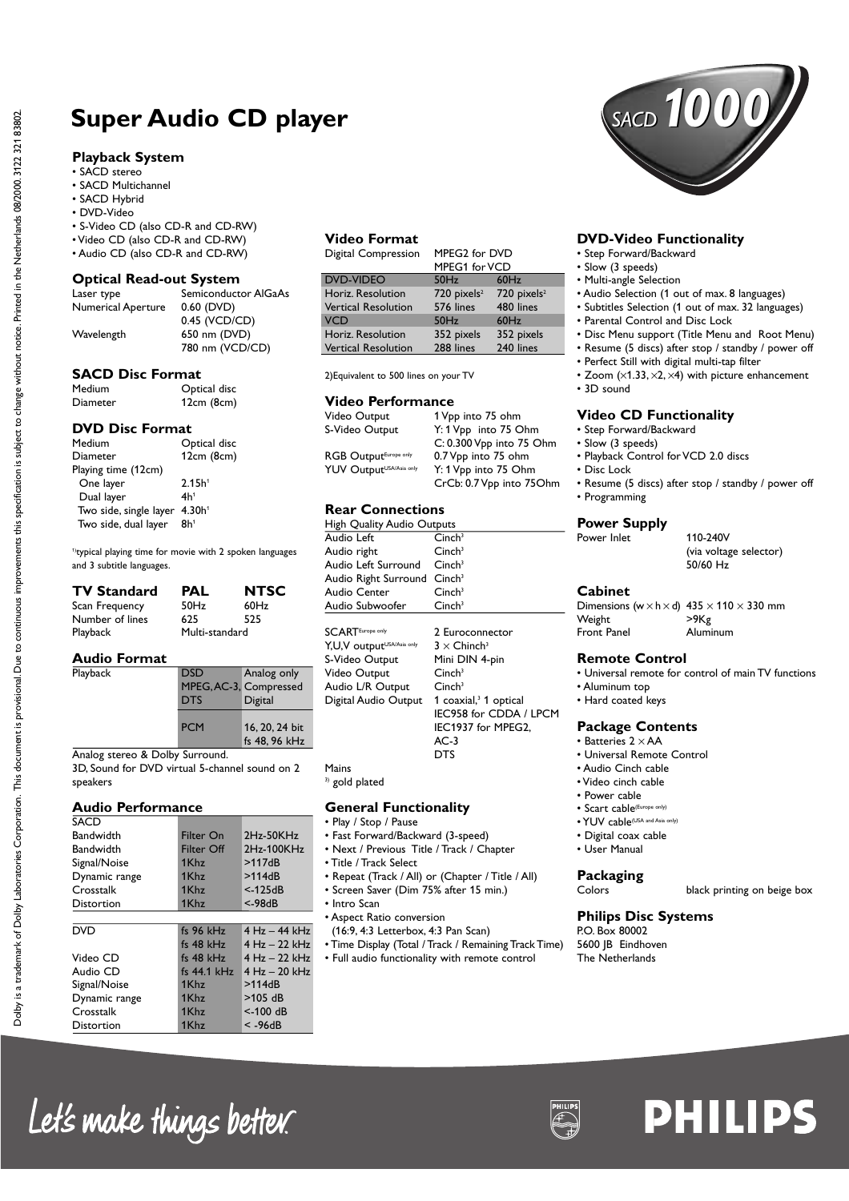# Super Audio CD player

SACD 1000

## Playback System

- SACD stereo
- SACD Multichannel
- SACD Hybrid
- DVD-Video
- S-Video CD (also CD-R and CD-RW)
- Video CD (also CD-R and CD-RW)
- Audio CD (also CD-R and CD-RW)

## Optical Read-out System

| | |
|---|---|
| Laser type | Semiconductor AlGaAs |
| Numerical Aperture | 0.60 (DVD) |
| | 0.45 (VCD/CD) |
| Wavelength | 650 nm (DVD) |
| | 780 nm (VCD/CD) |

## SACD Disc Format

| | |
|---|---|
| Medium | Optical disc |
| Diameter | 12cm (8cm) |

## DVD Disc Format

| | |
|---|---|
| Medium | Optical disc |
| Diameter | 12cm (8cm) |
| Playing time (12cm) | |
| One layer | 2.15h[1] |
| Dual layer | 4h[1] |
| Two side, single layer | 4.30h[1] |
| Two side, dual layer | 8h[1] |

[1]typical playing time for movie with 2 spoken languages and 3 subtitle languages.

## TV Standard

| TV Standard | PAL | NTSC |
|---|---|---|
| Scan Frequency | 50Hz | 60Hz |
| Number of lines | 625 | 525 |
| Playback | Multi-standard | |

## Audio Format

| | | |
|---|---|---|
| Playback | DSD | Analog only |
| | MPEG, AC-3, | Compressed |
| | DTS | Digital |
| | PCM | 16, 20, 24 bit fs 48, 96 kHz |

Analog stereo & Dolby Surround.

3D, Sound for DVD virtual 5-channel sound on 2 speakers

## Audio Performance

| | | |
|---|---|---|
| SACD | | |
| Bandwidth | Filter On | 2Hz-50KHz |
| Bandwidth | Filter Off | 2Hz-100KHz |
| Signal/Noise | 1Khz | >117dB |
| Dynamic range | 1Khz | >114dB |
| Crosstalk | 1Khz | <-125dB |
| Distortion | 1Khz | <-98dB |

| | | |
|---|---|---|
| DVD | fs 96 kHz | 4 Hz – 44 kHz |
| | fs 48 kHz | 4 Hz – 22 kHz |
| Video CD | fs 48 kHz | 4 Hz – 22 kHz |
| Audio CD | fs 44.1 kHz | 4 Hz – 20 kHz |
| Signal/Noise | 1Khz | >114dB |
| Dynamic range | 1Khz | >105 dB |
| Crosstalk | 1Khz | <-100 dB |
| Distortion | 1Khz | < -96dB |

## Video Format

| | | |
|---|---|---|
| Digital Compression | MPEG2 for DVD | |
| | MPEG1 for VCD | |
| DVD-VIDEO | 50Hz | 60Hz |
| Horiz. Resolution | 720 pixels[2] | 720 pixels[2] |
| Vertical Resolution | 576 lines | 480 lines |
| VCD | 50Hz | 60Hz |
| Horiz. Resolution | 352 pixels | 352 pixels |
| Vertical Resolution | 288 lines | 240 lines |

2)Equivalent to 500 lines on your TV

## Video Performance

| | |
|---|---|
| Video Output | 1 Vpp into 75 ohm |
| S-Video Output | Y: 1 Vpp into 75 Ohm |
| | C: 0.300 Vpp into 75 Ohm |
| RGB Output[Europe only] | 0.7 Vpp into 75 ohm |
| YUV Output[USA/Asia only] | Y: 1 Vpp into 75 Ohm |
| | CrCb: 0.7 Vpp into 75Ohm |

## Rear Connections

| High Quality Audio Outputs | |
|---|---|
| Audio Left | Cinch[3] |
| Audio right | Cinch[3] |
| Audio Left Surround | Cinch[3] |
| Audio Right Surround | Cinch[3] |
| Audio Center | Cinch[3] |
| Audio Subwoofer | Cinch[3] |

| | |
|---|---|
| SCART[Europe only] | 2 Euroconnector |
| Y,U,V output[USA/Asia only] | 3 × Chinch[3] |
| S-Video Output | Mini DIN 4-pin |
| Video Output | Cinch[3] |
| Audio L/R Output | Cinch[3] |
| Digital Audio Output | 1 coaxial,[3] 1 optical |
| | IEC958 for CDDA / LPCM |
| | IEC1937 for MPEG2, |
| | AC-3 |
| | DTS |
| Mains | |

[3] gold plated

## General Functionality

- Play / Stop / Pause
- Fast Forward/Backward (3-speed)
- Next / Previous Title / Track / Chapter
- Title / Track Select
- Repeat (Track / All) or (Chapter / Title / All)
- Screen Saver (Dim 75% after 15 min.)
- Intro Scan
- Aspect Ratio conversion (16:9, 4:3 Letterbox, 4:3 Pan Scan)
- Time Display (Total / Track / Remaining Track Time)
- Full audio functionality with remote control

## DVD-Video Functionality

- Step Forward/Backward
- Slow (3 speeds)
- Multi-angle Selection
- Audio Selection (1 out of max. 8 languages)
- Subtitles Selection (1 out of max. 32 languages)
- Parental Control and Disc Lock
- Disc Menu support (Title Menu and Root Menu)
- Resume (5 discs) after stop / standby / power off
- Perfect Still with digital multi-tap filter
- Zoom (×1.33, ×2, ×4) with picture enhancement
- 3D sound

## Video CD Functionality

- Step Forward/Backward
- Slow (3 speeds)
- Playback Control for VCD 2.0 discs
- Disc Lock
- Resume (5 discs) after stop / standby / power off
- Programming

## Power Supply

| | |
|---|---|
| Power Inlet | 110-240V |
| | (via voltage selector) |
| | 50/60 Hz |

## Cabinet

| | |
|---|---|
| Dimensions (w × h × d) | 435 × 110 × 330 mm |
| Weight | >9Kg |
| Front Panel | Aluminum |

## Remote Control

- Universal remote for control of main TV functions
- Aluminum top
- Hard coated keys

## Package Contents

- Batteries 2 × AA
- Universal Remote Control
- Audio Cinch cable
- Video cinch cable
- Power cable
- Scart cable[Europe only]
- YUV cable[USA and Asia only]
- Digital coax cable
- User Manual

## Packaging

| | |
|---|---|
| Colors | black printing on beige box |

## Philips Disc Systems

P.O. Box 80002
5600 JB Eindhoven
The Netherlands

Dolby is a trademark of Dolby Laboratories Corporation. This document is provisional. Due to continuous improvements this specification is subject to change without notice. Printed in the Netherlands 08/2000. 3122 321 83802.

Let's make things better.

PHILIPS